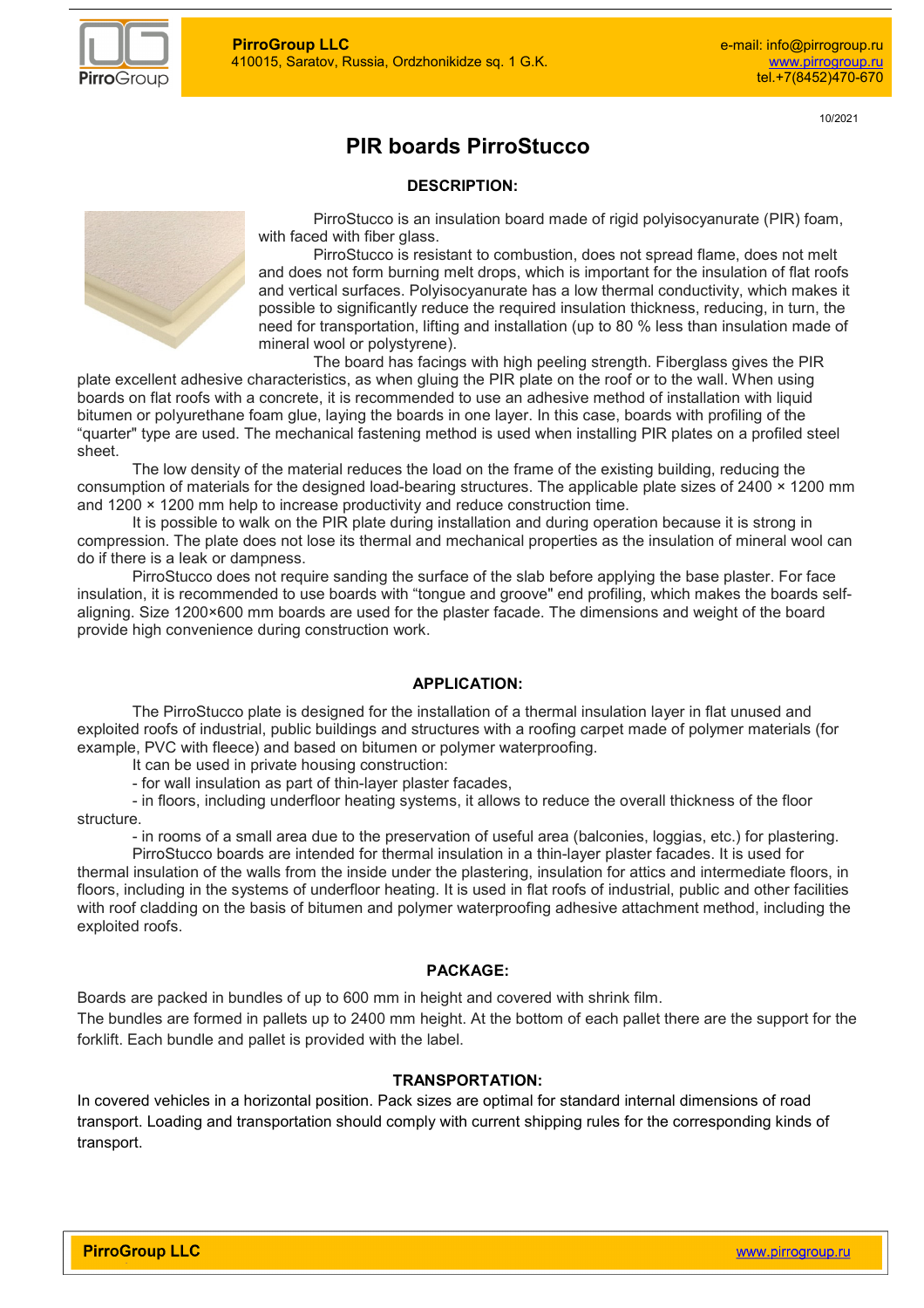PirroGroup LLC
410015, Saratov, Russia, Ordzhonikidze sq. 1 G.K.

e-mail: info@pirrogroup.ru
www.pirrogroup.ru
tel.+7(8452)470-670

10/2021

# PIR boards PirroStucco

## DESCRIPTION:

PirroStucco is an insulation board made of rigid polyisocyanurate (PIR) foam, with faced with fiber glass.

PirroStucco is resistant to combustion, does not spread flame, does not melt and does not form burning melt drops, which is important for the insulation of flat roofs and vertical surfaces. Polyisocyanurate has a low thermal conductivity, which makes it possible to significantly reduce the required insulation thickness, reducing, in turn, the need for transportation, lifting and installation (up to 80 % less than insulation made of mineral wool or polystyrene).

The board has facings with high peeling strength. Fiberglass gives the PIR plate excellent adhesive characteristics, as when gluing the PIR plate on the roof or to the wall. When using boards on flat roofs with a concrete, it is recommended to use an adhesive method of installation with liquid bitumen or polyurethane foam glue, laying the boards in one layer. In this case, boards with profiling of the "quarter" type are used. The mechanical fastening method is used when installing PIR plates on a profiled steel sheet.

The low density of the material reduces the load on the frame of the existing building, reducing the consumption of materials for the designed load-bearing structures. The applicable plate sizes of 2400 × 1200 mm and 1200 × 1200 mm help to increase productivity and reduce construction time.

It is possible to walk on the PIR plate during installation and during operation because it is strong in compression. The plate does not lose its thermal and mechanical properties as the insulation of mineral wool can do if there is a leak or dampness.

PirroStucco does not require sanding the surface of the slab before applying the base plaster. For face insulation, it is recommended to use boards with "tongue and groove" end profiling, which makes the boards self-aligning. Size 1200×600 mm boards are used for the plaster facade. The dimensions and weight of the board provide high convenience during construction work.

## APPLICATION:

The PirroStucco plate is designed for the installation of a thermal insulation layer in flat unused and exploited roofs of industrial, public buildings and structures with a roofing carpet made of polymer materials (for example, PVC with fleece) and based on bitumen or polymer waterproofing.

It can be used in private housing construction:

- for wall insulation as part of thin-layer plaster facades,
- in floors, including underfloor heating systems, it allows to reduce the overall thickness of the floor structure.
- in rooms of a small area due to the preservation of useful area (balconies, loggias, etc.) for plastering.

PirroStucco boards are intended for thermal insulation in a thin-layer plaster facades. It is used for thermal insulation of the walls from the inside under the plastering, insulation for attics and intermediate floors, in floors, including in the systems of underfloor heating. It is used in flat roofs of industrial, public and other facilities with roof cladding on the basis of bitumen and polymer waterproofing adhesive attachment method, including the exploited roofs.

## PACKAGE:

Boards are packed in bundles of up to 600 mm in height and covered with shrink film.

The bundles are formed in pallets up to 2400 mm height. At the bottom of each pallet there are the support for the forklift. Each bundle and pallet is provided with the label.

## TRANSPORTATION:

In covered vehicles in a horizontal position. Pack sizes are optimal for standard internal dimensions of road transport. Loading and transportation should comply with current shipping rules for the corresponding kinds of transport.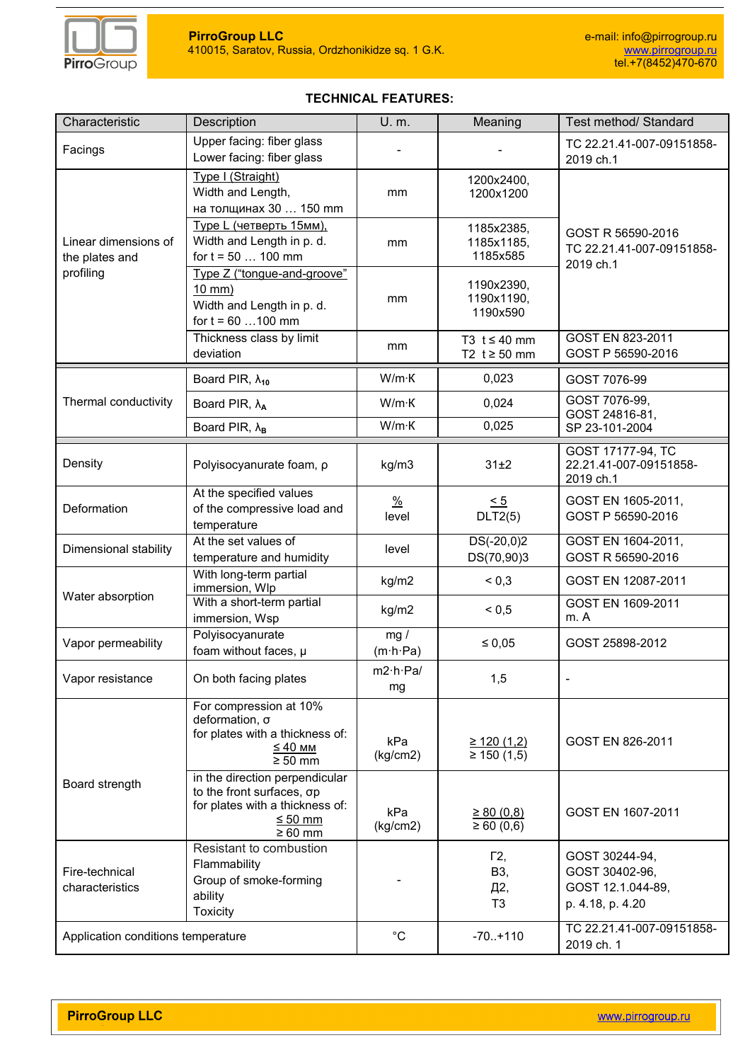**TECHNICAL FEATURES:**

| Characteristic | Description | U. m. | Meaning | Test method/ Standard |
|---|---|---|---|---|
| Facings | Upper facing: fiber glass<br>Lower facing: fiber glass | - | - | TC 22.21.41-007-09151858-2019 ch.1 |
| Linear dimensions of the plates and profiling | Type I (Straight)<br>Width and Length,<br>на толщинах 30 … 150 mm | mm | 1200x2400,<br>1200x1200 | GOST R 56590-2016<br>TC 22.21.41-007-09151858-2019 ch.1 |
| | Type L (четверть 15мм),<br>Width and Length in p. d.<br>for t = 50 … 100 mm | mm | 1185x2385,<br>1185x1185,<br>1185x585 | |
| | Type Z ("tongue-and-groove" 10 mm)<br>Width and Length in p. d.<br>for t = 60 …100 mm | mm | 1190x2390,<br>1190x1190,<br>1190x590 | |
| | Thickness class by limit deviation | mm | T3 t ≤ 40 mm<br>T2 t ≥ 50 mm | GOST EN 823-2011<br>GOST P 56590-2016 |
| Thermal conductivity | Board PIR, $\lambda_{10}$ | W/m·K | 0,023 | GOST 7076-99 |
| | Board PIR, $\lambda_{A}$ | W/m·K | 0,024 | GOST 7076-99,<br>GOST 24816-81,<br>SP 23-101-2004 |
| | Board PIR, $\lambda_{B}$ | W/m·K | 0,025 | |
| Density | Polyisocyanurate foam, ρ | kg/m3 | 31±2 | GOST 17177-94, TC 22.21.41-007-09151858-2019 ch.1 |
| Deformation | At the specified values of the compressive load and temperature | %<br>level | ≤ 5<br>DLT2(5) | GOST EN 1605-2011,<br>GOST P 56590-2016 |
| Dimensional stability | At the set values of temperature and humidity | level | DS(-20,0)2<br>DS(70,90)3 | GOST EN 1604-2011,<br>GOST R 56590-2016 |
| Water absorption | With long-term partial immersion, Wlp | kg/m2 | < 0,3 | GOST EN 12087-2011 |
| | With a short-term partial immersion, Wsp | kg/m2 | < 0,5 | GOST EN 1609-2011 m. A |
| Vapor permeability | Polyisocyanurate foam without faces, μ | mg / (m·h·Pa) | ≤ 0,05 | GOST 25898-2012 |
| Vapor resistance | On both facing plates | m2·h·Pa/ mg | 1,5 | - |
| Board strength | For compression at 10% deformation, σ<br>for plates with a thickness of:<br>≤ 40 мм<br>≥ 50 mm | kPa (kg/cm2) | ≥ 120 (1,2)<br>≥ 150 (1,5) | GOST EN 826-2011 |
| | in the direction perpendicular to the front surfaces, σp<br>for plates with a thickness of:<br>≤ 50 mm<br>≥ 60 mm | kPa (kg/cm2) | ≥ 80 (0,8)<br>≥ 60 (0,6) | GOST EN 1607-2011 |
| Fire-technical characteristics | Resistant to combustion<br>Flammability<br>Group of smoke-forming ability<br>Toxicity | - | Г2,<br>В3,<br>Д2,<br>Т3 | GOST 30244-94,<br>GOST 30402-96,<br>GOST 12.1.044-89,<br>p. 4.18, p. 4.20 |
| Application conditions temperature | | °C | -70..+110 | TC 22.21.41-007-09151858-2019 ch. 1 |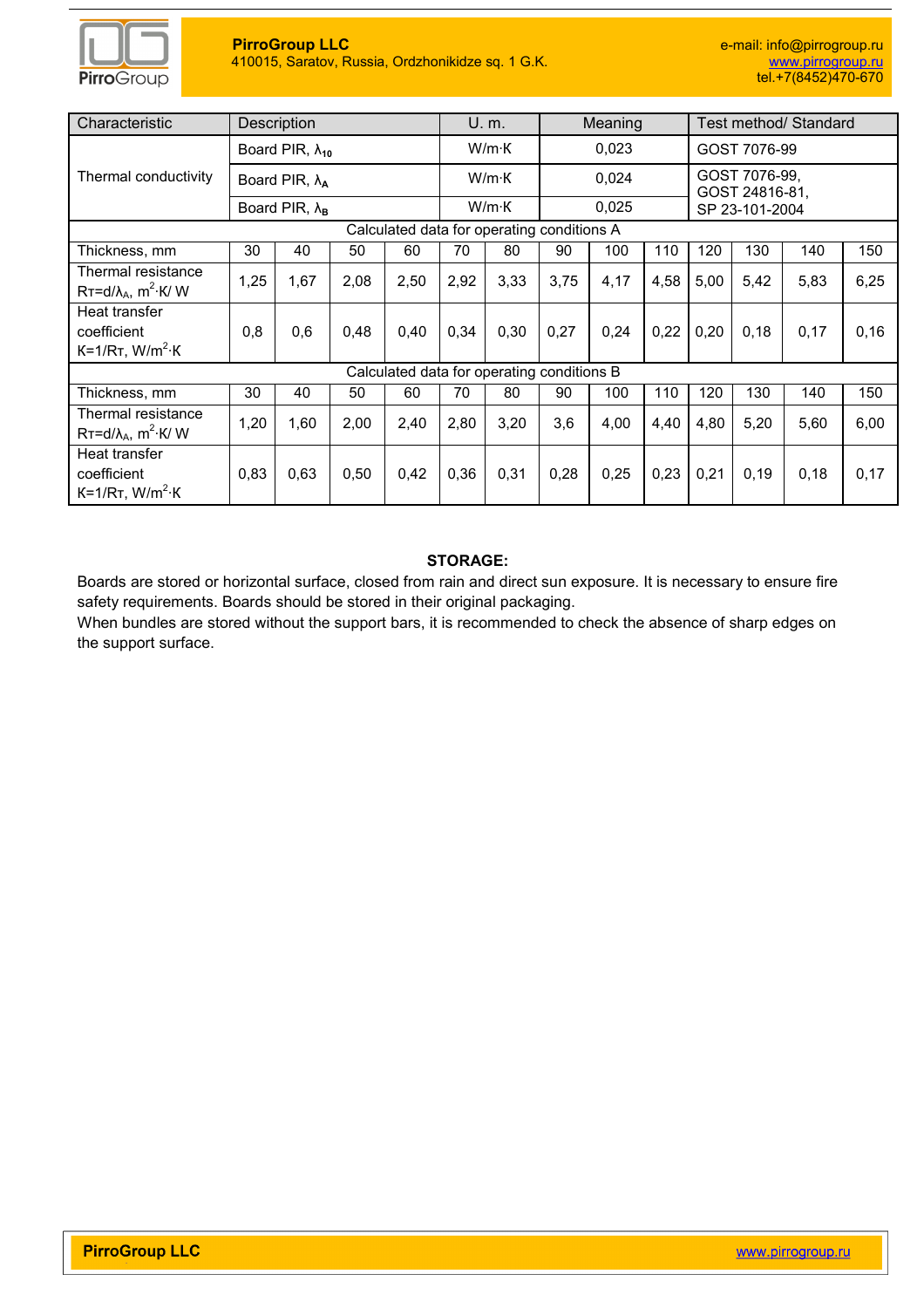| Characteristic | Description | U. m. | Meaning | Test method/ Standard |
|---|---|---|---|---|
| Thermal conductivity | Board PIR, $\lambda_{10}$ | W/m·K | 0,023 | GOST 7076-99 |
| | Board PIR, $\lambda_A$ | W/m·K | 0,024 | GOST 7076-99, GOST 24816-81, SP 23-101-2004 |
| | Board PIR, $\lambda_B$ | W/m·K | 0,025 | |

| Calculated data for operating conditions A | | | | | | | | | | | | | |
|---|---|---|---|---|---|---|---|---|---|---|---|---|---|
| Thickness, mm | 30 | 40 | 50 | 60 | 70 | 80 | 90 | 100 | 110 | 120 | 130 | 140 | 150 |
| Thermal resistance $R_T=d/\lambda_A$, $m^2 \cdot K/W$ | 1,25 | 1,67 | 2,08 | 2,50 | 2,92 | 3,33 | 3,75 | 4,17 | 4,58 | 5,00 | 5,42 | 5,83 | 6,25 |
| Heat transfer coefficient $K=1/R_T$, $W/m^2 \cdot K$ | 0,8 | 0,6 | 0,48 | 0,40 | 0,34 | 0,30 | 0,27 | 0,24 | 0,22 | 0,20 | 0,18 | 0,17 | 0,16 |
| **Calculated data for operating conditions B** | | | | | | | | | | | | | |
| Thickness, mm | 30 | 40 | 50 | 60 | 70 | 80 | 90 | 100 | 110 | 120 | 130 | 140 | 150 |
| Thermal resistance $R_T=d/\lambda_A$, $m^2 \cdot K/W$ | 1,20 | 1,60 | 2,00 | 2,40 | 2,80 | 3,20 | 3,6 | 4,00 | 4,40 | 4,80 | 5,20 | 5,60 | 6,00 |
| Heat transfer coefficient $K=1/R_T$, $W/m^2 \cdot K$ | 0,83 | 0,63 | 0,50 | 0,42 | 0,36 | 0,31 | 0,28 | 0,25 | 0,23 | 0,21 | 0,19 | 0,18 | 0,17 |

**STORAGE:**

Boards are stored or horizontal surface, closed from rain and direct sun exposure. It is necessary to ensure fire safety requirements. Boards should be stored in their original packaging.

When bundles are stored without the support bars, it is recommended to check the absence of sharp edges on the support surface.